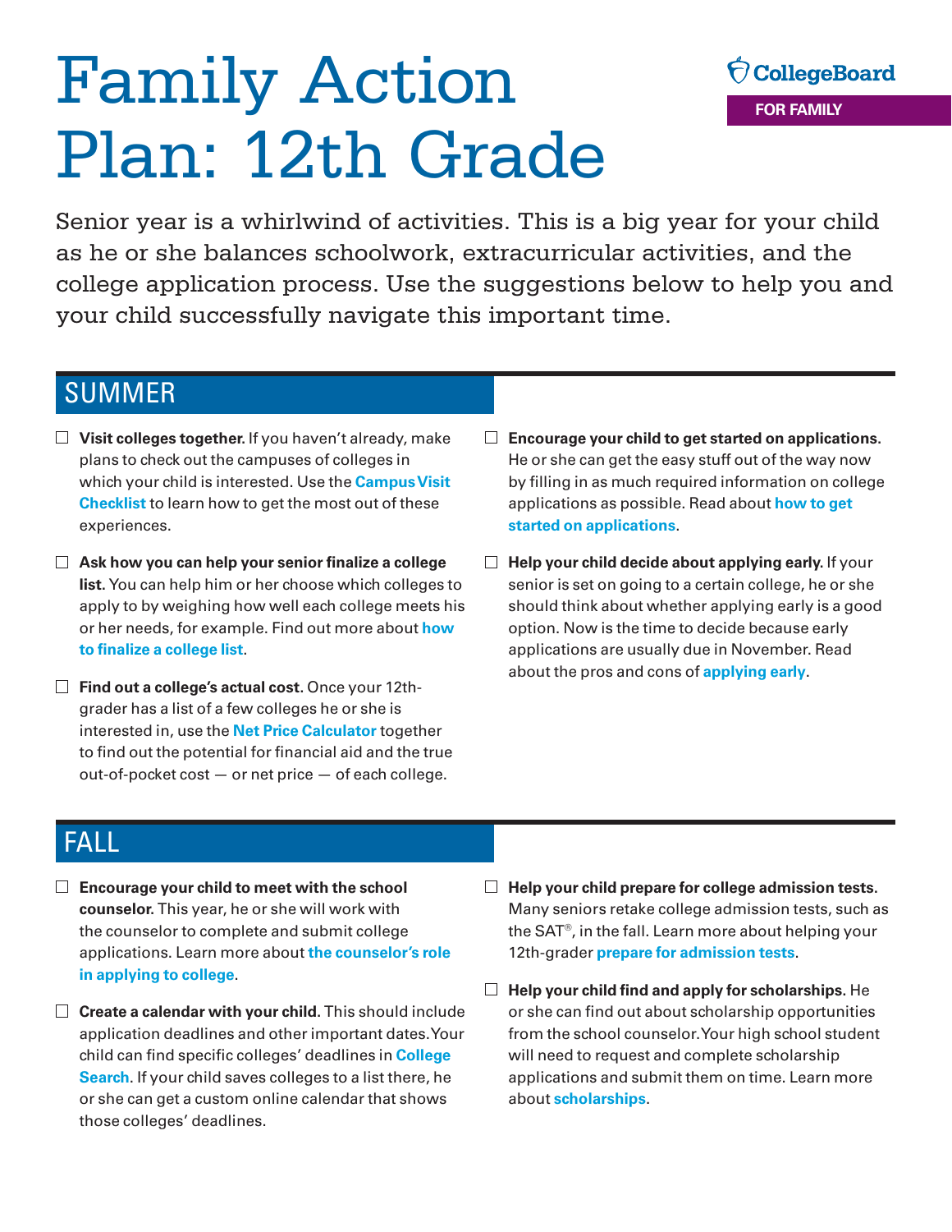# Family Action Plan: 12th Grade

CollegeBoard

FOR FAMILY

Senior year is a whirlwind of activities. This is a big year for your child as he or she balances schoolwork, extracurricular activities, and the college application process. Use the suggestions below to help you and your child successfully navigate this important time.

## SUMMER

- ☐ **Visit colleges together.** If you haven't already, make plans to check out the campuses of colleges in which your child is interested. Use the **Campus Visit Checklist** to learn how to get the most out of these experiences.
- ☐ **Ask how you can help your senior finalize a college list.** You can help him or her choose which colleges to apply to by weighing how well each college meets his or her needs, for example. Find out more about **how to finalize a college list**.
- ☐ **Find out a college's actual cost.** Once your 12th-grader has a list of a few colleges he or she is interested in, use the **Net Price Calculator** together to find out the potential for financial aid and the true out-of-pocket cost — or net price — of each college.
- ☐ **Encourage your child to get started on applications.** He or she can get the easy stuff out of the way now by filling in as much required information on college applications as possible. Read about **how to get started on applications**.
- ☐ **Help your child decide about applying early.** If your senior is set on going to a certain college, he or she should think about whether applying early is a good option. Now is the time to decide because early applications are usually due in November. Read about the pros and cons of **applying early**.

## FALL

- ☐ **Encourage your child to meet with the school counselor.** This year, he or she will work with the counselor to complete and submit college applications. Learn more about **the counselor's role in applying to college**.
- ☐ **Create a calendar with your child.** This should include application deadlines and other important dates. Your child can find specific colleges' deadlines in **College Search**. If your child saves colleges to a list there, he or she can get a custom online calendar that shows those colleges' deadlines.
- ☐ **Help your child prepare for college admission tests.** Many seniors retake college admission tests, such as the SAT®, in the fall. Learn more about helping your 12th-grader **prepare for admission tests**.
- ☐ **Help your child find and apply for scholarships.** He or she can find out about scholarship opportunities from the school counselor. Your high school student will need to request and complete scholarship applications and submit them on time. Learn more about **scholarships**.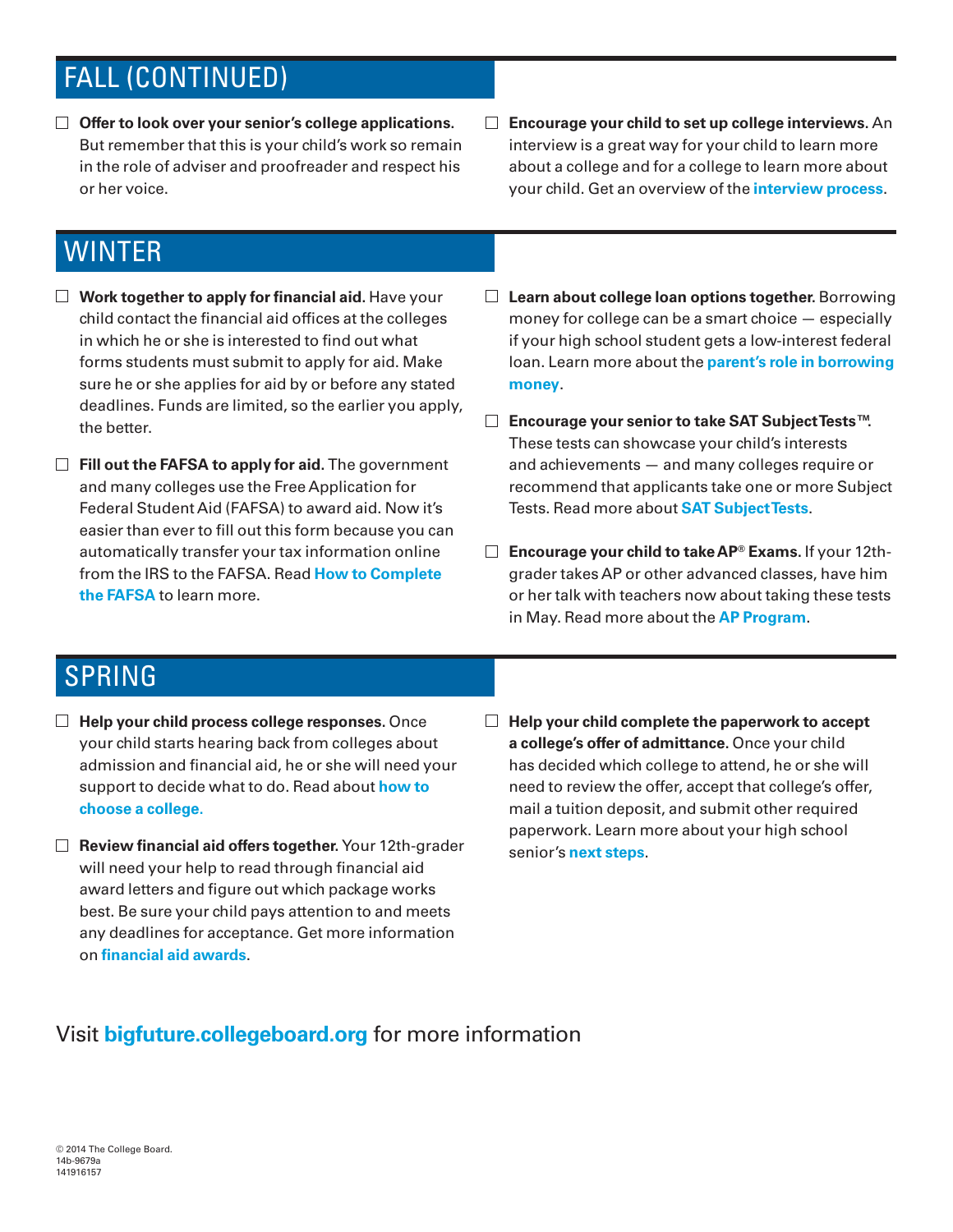## FALL (CONTINUED)

- ☐ **Offer to look over your senior's college applications.** But remember that this is your child's work so remain in the role of adviser and proofreader and respect his or her voice.
- ☐ **Encourage your child to set up college interviews.** An interview is a great way for your child to learn more about a college and for a college to learn more about your child. Get an overview of the **interview process**.

## WINTER

- ☐ **Work together to apply for financial aid.** Have your child contact the financial aid offices at the colleges in which he or she is interested to find out what forms students must submit to apply for aid. Make sure he or she applies for aid by or before any stated deadlines. Funds are limited, so the earlier you apply, the better.
- ☐ **Fill out the FAFSA to apply for aid.** The government and many colleges use the Free Application for Federal Student Aid (FAFSA) to award aid. Now it's easier than ever to fill out this form because you can automatically transfer your tax information online from the IRS to the FAFSA. Read **How to Complete the FAFSA** to learn more.
- ☐ **Learn about college loan options together.** Borrowing money for college can be a smart choice — especially if your high school student gets a low-interest federal loan. Learn more about the **parent's role in borrowing money**.
- ☐ **Encourage your senior to take SAT Subject Tests™.** These tests can showcase your child's interests and achievements — and many colleges require or recommend that applicants take one or more Subject Tests. Read more about **SAT Subject Tests**.
- ☐ **Encourage your child to take AP® Exams.** If your 12th-grader takes AP or other advanced classes, have him or her talk with teachers now about taking these tests in May. Read more about the **AP Program**.

## SPRING

- ☐ **Help your child process college responses.** Once your child starts hearing back from colleges about admission and financial aid, he or she will need your support to decide what to do. Read about **how to choose a college.**
- ☐ **Review financial aid offers together.** Your 12th-grader will need your help to read through financial aid award letters and figure out which package works best. Be sure your child pays attention to and meets any deadlines for acceptance. Get more information on **financial aid awards**.
- ☐ **Help your child complete the paperwork to accept a college's offer of admittance.** Once your child has decided which college to attend, he or she will need to review the offer, accept that college's offer, mail a tuition deposit, and submit other required paperwork. Learn more about your high school senior's **next steps**.

Visit **bigfuture.collegeboard.org** for more information

© 2014 The College Board.
14b-9679a
141916157